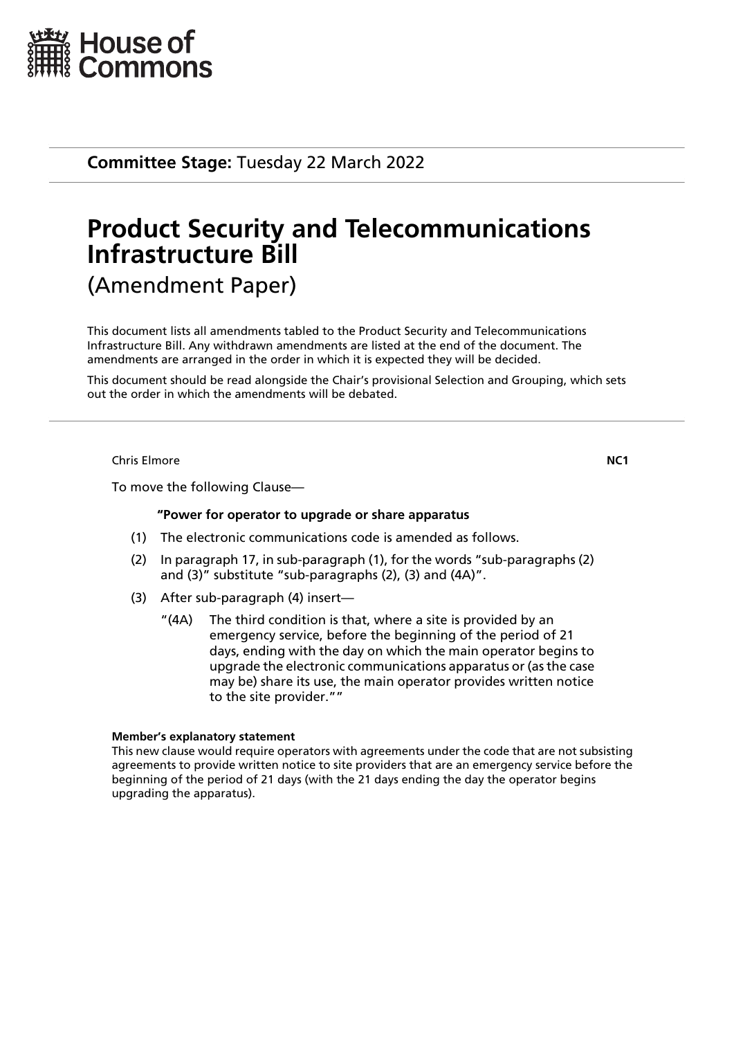House of Commons

**Committee Stage:** Tuesday 22 March 2022

# Product Security and Telecommunications Infrastructure Bill

(Amendment Paper)

This document lists all amendments tabled to the Product Security and Telecommunications Infrastructure Bill. Any withdrawn amendments are listed at the end of the document. The amendments are arranged in the order in which it is expected they will be decided.

This document should be read alongside the Chair's provisional Selection and Grouping, which sets out the order in which the amendments will be debated.

---

Chris Elmore **NC1**

To move the following Clause—

**"Power for operator to upgrade or share apparatus**

(1) The electronic communications code is amended as follows.

(2) In paragraph 17, in sub-paragraph (1), for the words "sub-paragraphs (2) and (3)" substitute "sub-paragraphs (2), (3) and (4A)".

(3) After sub-paragraph (4) insert—

"(4A) The third condition is that, where a site is provided by an emergency service, before the beginning of the period of 21 days, ending with the day on which the main operator begins to upgrade the electronic communications apparatus or (as the case may be) share its use, the main operator provides written notice to the site provider.""

**Member's explanatory statement**

This new clause would require operators with agreements under the code that are not subsisting agreements to provide written notice to site providers that are an emergency service before the beginning of the period of 21 days (with the 21 days ending the day the operator begins upgrading the apparatus).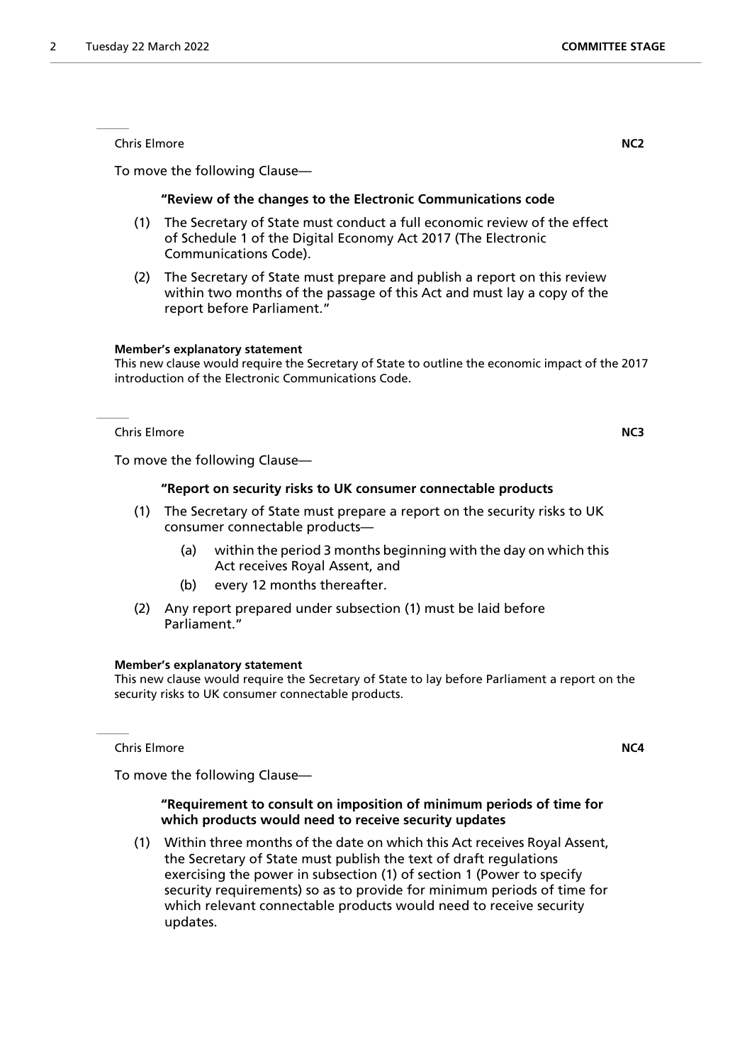Chris Elmore **NC2**

To move the following Clause—

**"Review of the changes to the Electronic Communications code**

(1) The Secretary of State must conduct a full economic review of the effect of Schedule 1 of the Digital Economy Act 2017 (The Electronic Communications Code).

(2) The Secretary of State must prepare and publish a report on this review within two months of the passage of this Act and must lay a copy of the report before Parliament."

**Member's explanatory statement**

This new clause would require the Secretary of State to outline the economic impact of the 2017 introduction of the Electronic Communications Code.

Chris Elmore **NC3**

To move the following Clause—

**"Report on security risks to UK consumer connectable products**

(1) The Secretary of State must prepare a report on the security risks to UK consumer connectable products—

(a) within the period 3 months beginning with the day on which this Act receives Royal Assent, and

(b) every 12 months thereafter.

(2) Any report prepared under subsection (1) must be laid before Parliament."

**Member's explanatory statement**

This new clause would require the Secretary of State to lay before Parliament a report on the security risks to UK consumer connectable products.

Chris Elmore **NC4**

To move the following Clause—

**"Requirement to consult on imposition of minimum periods of time for which products would need to receive security updates**

(1) Within three months of the date on which this Act receives Royal Assent, the Secretary of State must publish the text of draft regulations exercising the power in subsection (1) of section 1 (Power to specify security requirements) so as to provide for minimum periods of time for which relevant connectable products would need to receive security updates.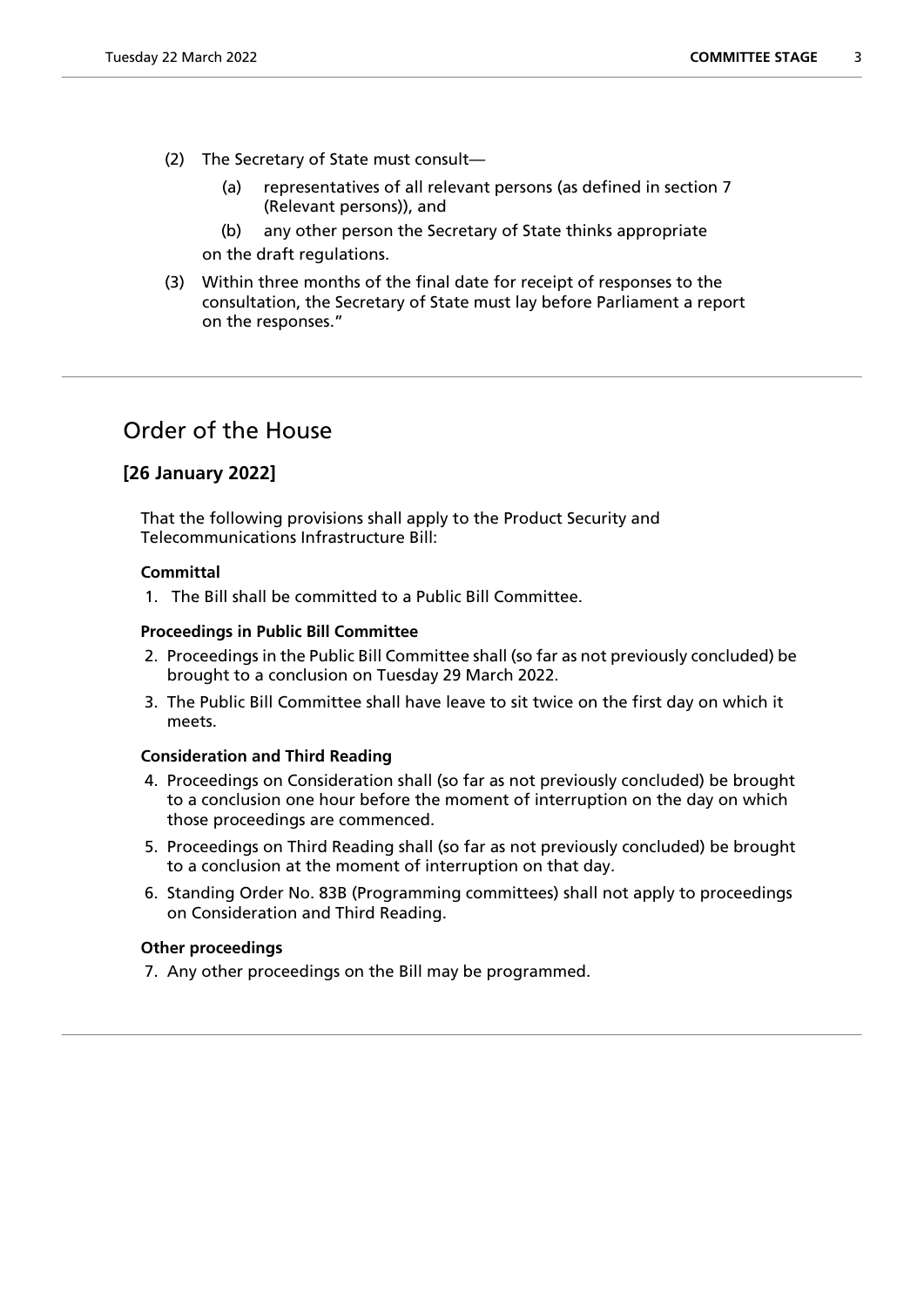(2) The Secretary of State must consult—

   (a) representatives of all relevant persons (as defined in section 7 (Relevant persons)), and

   (b) any other person the Secretary of State thinks appropriate

   on the draft regulations.

(3) Within three months of the final date for receipt of responses to the consultation, the Secretary of State must lay before Parliament a report on the responses."

## Order of the House

### [26 January 2022]

That the following provisions shall apply to the Product Security and Telecommunications Infrastructure Bill:

**Committal**

1. The Bill shall be committed to a Public Bill Committee.

**Proceedings in Public Bill Committee**

2. Proceedings in the Public Bill Committee shall (so far as not previously concluded) be brought to a conclusion on Tuesday 29 March 2022.
3. The Public Bill Committee shall have leave to sit twice on the first day on which it meets.

**Consideration and Third Reading**

4. Proceedings on Consideration shall (so far as not previously concluded) be brought to a conclusion one hour before the moment of interruption on the day on which those proceedings are commenced.
5. Proceedings on Third Reading shall (so far as not previously concluded) be brought to a conclusion at the moment of interruption on that day.
6. Standing Order No. 83B (Programming committees) shall not apply to proceedings on Consideration and Third Reading.

**Other proceedings**

7. Any other proceedings on the Bill may be programmed.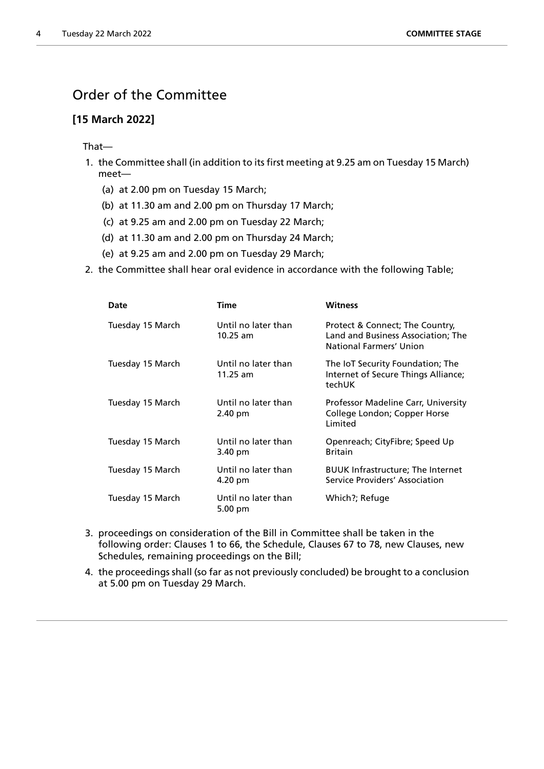## Order of the Committee

**[15 March 2022]**

That—

1. the Committee shall (in addition to its first meeting at 9.25 am on Tuesday 15 March) meet—
   (a) at 2.00 pm on Tuesday 15 March;
   (b) at 11.30 am and 2.00 pm on Thursday 17 March;
   (c) at 9.25 am and 2.00 pm on Tuesday 22 March;
   (d) at 11.30 am and 2.00 pm on Thursday 24 March;
   (e) at 9.25 am and 2.00 pm on Tuesday 29 March;
2. the Committee shall hear oral evidence in accordance with the following Table;

| Date | Time | Witness |
|---|---|---|
| Tuesday 15 March | Until no later than 10.25 am | Protect & Connect; The Country, Land and Business Association; The National Farmers' Union |
| Tuesday 15 March | Until no later than 11.25 am | The IoT Security Foundation; The Internet of Secure Things Alliance; techUK |
| Tuesday 15 March | Until no later than 2.40 pm | Professor Madeline Carr, University College London; Copper Horse Limited |
| Tuesday 15 March | Until no later than 3.40 pm | Openreach; CityFibre; Speed Up Britain |
| Tuesday 15 March | Until no later than 4.20 pm | BUUK Infrastructure; The Internet Service Providers' Association |
| Tuesday 15 March | Until no later than 5.00 pm | Which?; Refuge |

3. proceedings on consideration of the Bill in Committee shall be taken in the following order: Clauses 1 to 66, the Schedule, Clauses 67 to 78, new Clauses, new Schedules, remaining proceedings on the Bill;
4. the proceedings shall (so far as not previously concluded) be brought to a conclusion at 5.00 pm on Tuesday 29 March.